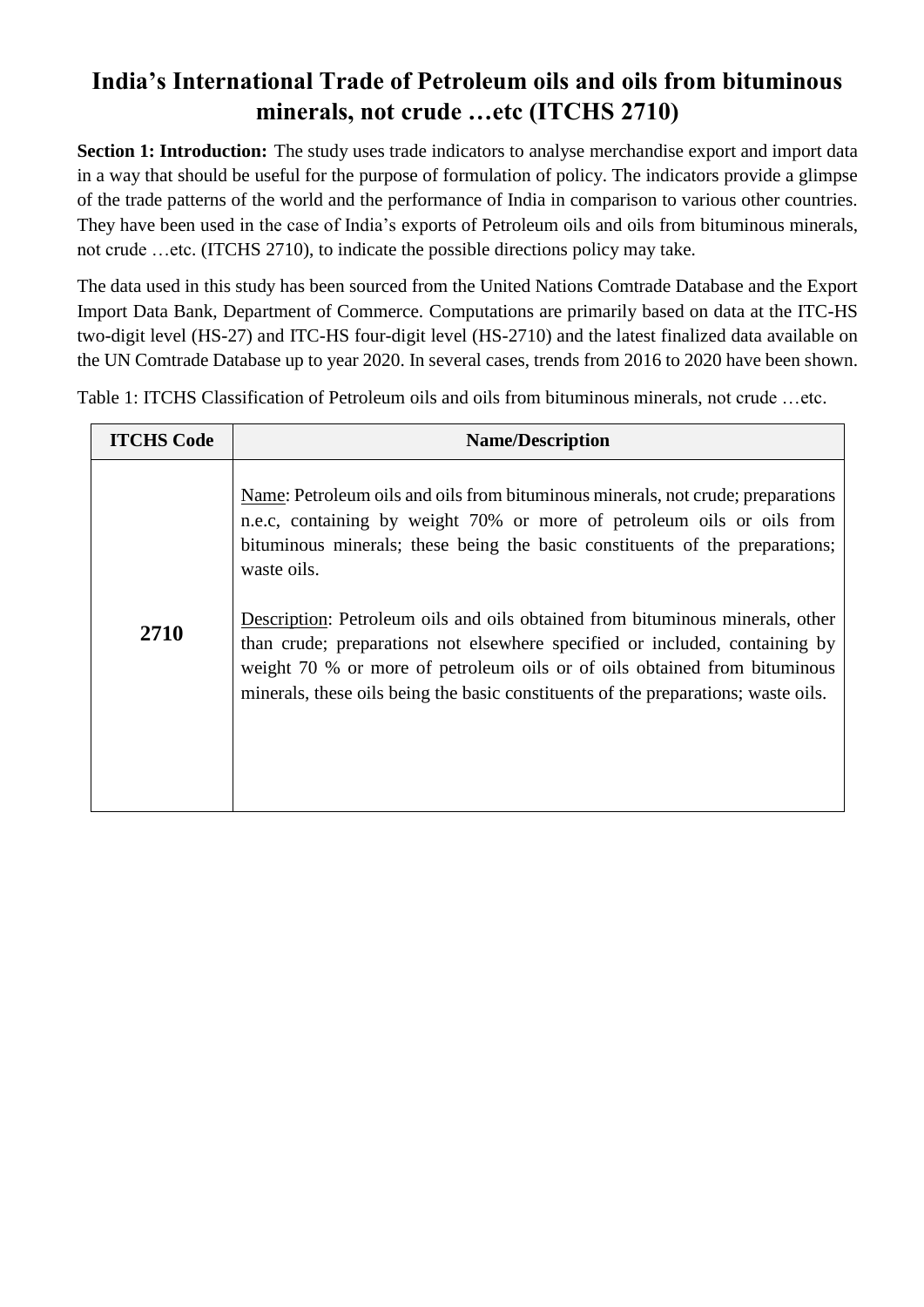# India's International Trade of Petroleum oils and oils from bituminous minerals, not crude …etc (ITCHS 2710)

**Section 1: Introduction:** The study uses trade indicators to analyse merchandise export and import data in a way that should be useful for the purpose of formulation of policy. The indicators provide a glimpse of the trade patterns of the world and the performance of India in comparison to various other countries. They have been used in the case of India's exports of Petroleum oils and oils from bituminous minerals, not crude …etc. (ITCHS 2710), to indicate the possible directions policy may take.

The data used in this study has been sourced from the United Nations Comtrade Database and the Export Import Data Bank, Department of Commerce. Computations are primarily based on data at the ITC-HS two-digit level (HS-27) and ITC-HS four-digit level (HS-2710) and the latest finalized data available on the UN Comtrade Database up to year 2020. In several cases, trends from 2016 to 2020 have been shown.

Table 1: ITCHS Classification of Petroleum oils and oils from bituminous minerals, not crude …etc.

| ITCHS Code | Name/Description |
|---|---|
| **2710** | Name: Petroleum oils and oils from bituminous minerals, not crude; preparations n.e.c, containing by weight 70% or more of petroleum oils or oils from bituminous minerals; these being the basic constituents of the preparations; waste oils.<br><br>Description: Petroleum oils and oils obtained from bituminous minerals, other than crude; preparations not elsewhere specified or included, containing by weight 70 % or more of petroleum oils or of oils obtained from bituminous minerals, these oils being the basic constituents of the preparations; waste oils. |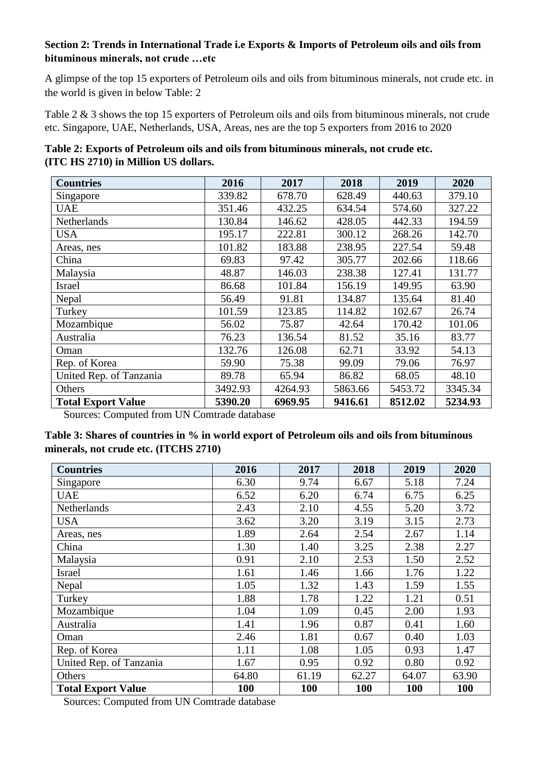**Section 2: Trends in International Trade i.e Exports & Imports of Petroleum oils and oils from bituminous minerals, not crude …etc**

A glimpse of the top 15 exporters of Petroleum oils and oils from bituminous minerals, not crude etc. in the world is given in below Table: 2

Table 2 & 3 shows the top 15 exporters of Petroleum oils and oils from bituminous minerals, not crude etc. Singapore, UAE, Netherlands, USA, Areas, nes are the top 5 exporters from 2016 to 2020

**Table 2: Exports of Petroleum oils and oils from bituminous minerals, not crude etc. (ITC HS 2710) in Million US dollars.**

| Countries | 2016 | 2017 | 2018 | 2019 | 2020 |
|---|---|---|---|---|---|
| Singapore | 339.82 | 678.70 | 628.49 | 440.63 | 379.10 |
| UAE | 351.46 | 432.25 | 634.54 | 574.60 | 327.22 |
| Netherlands | 130.84 | 146.62 | 428.05 | 442.33 | 194.59 |
| USA | 195.17 | 222.81 | 300.12 | 268.26 | 142.70 |
| Areas, nes | 101.82 | 183.88 | 238.95 | 227.54 | 59.48 |
| China | 69.83 | 97.42 | 305.77 | 202.66 | 118.66 |
| Malaysia | 48.87 | 146.03 | 238.38 | 127.41 | 131.77 |
| Israel | 86.68 | 101.84 | 156.19 | 149.95 | 63.90 |
| Nepal | 56.49 | 91.81 | 134.87 | 135.64 | 81.40 |
| Turkey | 101.59 | 123.85 | 114.82 | 102.67 | 26.74 |
| Mozambique | 56.02 | 75.87 | 42.64 | 170.42 | 101.06 |
| Australia | 76.23 | 136.54 | 81.52 | 35.16 | 83.77 |
| Oman | 132.76 | 126.08 | 62.71 | 33.92 | 54.13 |
| Rep. of Korea | 59.90 | 75.38 | 99.09 | 79.06 | 76.97 |
| United Rep. of Tanzania | 89.78 | 65.94 | 86.82 | 68.05 | 48.10 |
| Others | 3492.93 | 4264.93 | 5863.66 | 5453.72 | 3345.34 |
| **Total Export Value** | **5390.20** | **6969.95** | **9416.61** | **8512.02** | **5234.93** |

Sources: Computed from UN Comtrade database

**Table 3: Shares of countries in % in world export of Petroleum oils and oils from bituminous minerals, not crude etc. (ITCHS 2710)**

| Countries | 2016 | 2017 | 2018 | 2019 | 2020 |
|---|---|---|---|---|---|
| Singapore | 6.30 | 9.74 | 6.67 | 5.18 | 7.24 |
| UAE | 6.52 | 6.20 | 6.74 | 6.75 | 6.25 |
| Netherlands | 2.43 | 2.10 | 4.55 | 5.20 | 3.72 |
| USA | 3.62 | 3.20 | 3.19 | 3.15 | 2.73 |
| Areas, nes | 1.89 | 2.64 | 2.54 | 2.67 | 1.14 |
| China | 1.30 | 1.40 | 3.25 | 2.38 | 2.27 |
| Malaysia | 0.91 | 2.10 | 2.53 | 1.50 | 2.52 |
| Israel | 1.61 | 1.46 | 1.66 | 1.76 | 1.22 |
| Nepal | 1.05 | 1.32 | 1.43 | 1.59 | 1.55 |
| Turkey | 1.88 | 1.78 | 1.22 | 1.21 | 0.51 |
| Mozambique | 1.04 | 1.09 | 0.45 | 2.00 | 1.93 |
| Australia | 1.41 | 1.96 | 0.87 | 0.41 | 1.60 |
| Oman | 2.46 | 1.81 | 0.67 | 0.40 | 1.03 |
| Rep. of Korea | 1.11 | 1.08 | 1.05 | 0.93 | 1.47 |
| United Rep. of Tanzania | 1.67 | 0.95 | 0.92 | 0.80 | 0.92 |
| Others | 64.80 | 61.19 | 62.27 | 64.07 | 63.90 |
| **Total Export Value** | **100** | **100** | **100** | **100** | **100** |

Sources: Computed from UN Comtrade database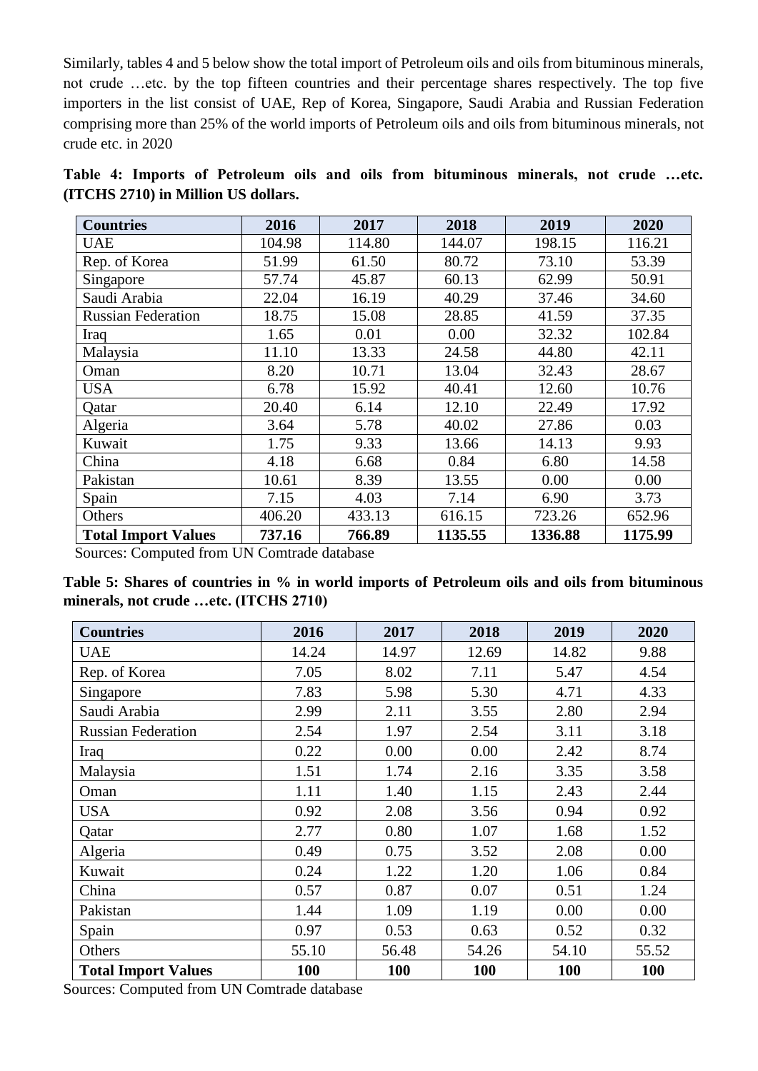Similarly, tables 4 and 5 below show the total import of Petroleum oils and oils from bituminous minerals, not crude …etc. by the top fifteen countries and their percentage shares respectively. The top five importers in the list consist of UAE, Rep of Korea, Singapore, Saudi Arabia and Russian Federation comprising more than 25% of the world imports of Petroleum oils and oils from bituminous minerals, not crude etc. in 2020

**Table 4: Imports of Petroleum oils and oils from bituminous minerals, not crude …etc. (ITCHS 2710) in Million US dollars.**

| Countries | 2016 | 2017 | 2018 | 2019 | 2020 |
|---|---|---|---|---|---|
| UAE | 104.98 | 114.80 | 144.07 | 198.15 | 116.21 |
| Rep. of Korea | 51.99 | 61.50 | 80.72 | 73.10 | 53.39 |
| Singapore | 57.74 | 45.87 | 60.13 | 62.99 | 50.91 |
| Saudi Arabia | 22.04 | 16.19 | 40.29 | 37.46 | 34.60 |
| Russian Federation | 18.75 | 15.08 | 28.85 | 41.59 | 37.35 |
| Iraq | 1.65 | 0.01 | 0.00 | 32.32 | 102.84 |
| Malaysia | 11.10 | 13.33 | 24.58 | 44.80 | 42.11 |
| Oman | 8.20 | 10.71 | 13.04 | 32.43 | 28.67 |
| USA | 6.78 | 15.92 | 40.41 | 12.60 | 10.76 |
| Qatar | 20.40 | 6.14 | 12.10 | 22.49 | 17.92 |
| Algeria | 3.64 | 5.78 | 40.02 | 27.86 | 0.03 |
| Kuwait | 1.75 | 9.33 | 13.66 | 14.13 | 9.93 |
| China | 4.18 | 6.68 | 0.84 | 6.80 | 14.58 |
| Pakistan | 10.61 | 8.39 | 13.55 | 0.00 | 0.00 |
| Spain | 7.15 | 4.03 | 7.14 | 6.90 | 3.73 |
| Others | 406.20 | 433.13 | 616.15 | 723.26 | 652.96 |
| **Total Import Values** | **737.16** | **766.89** | **1135.55** | **1336.88** | **1175.99** |

Sources: Computed from UN Comtrade database

**Table 5: Shares of countries in % in world imports of Petroleum oils and oils from bituminous minerals, not crude …etc. (ITCHS 2710)**

| Countries | 2016 | 2017 | 2018 | 2019 | 2020 |
|---|---|---|---|---|---|
| UAE | 14.24 | 14.97 | 12.69 | 14.82 | 9.88 |
| Rep. of Korea | 7.05 | 8.02 | 7.11 | 5.47 | 4.54 |
| Singapore | 7.83 | 5.98 | 5.30 | 4.71 | 4.33 |
| Saudi Arabia | 2.99 | 2.11 | 3.55 | 2.80 | 2.94 |
| Russian Federation | 2.54 | 1.97 | 2.54 | 3.11 | 3.18 |
| Iraq | 0.22 | 0.00 | 0.00 | 2.42 | 8.74 |
| Malaysia | 1.51 | 1.74 | 2.16 | 3.35 | 3.58 |
| Oman | 1.11 | 1.40 | 1.15 | 2.43 | 2.44 |
| USA | 0.92 | 2.08 | 3.56 | 0.94 | 0.92 |
| Qatar | 2.77 | 0.80 | 1.07 | 1.68 | 1.52 |
| Algeria | 0.49 | 0.75 | 3.52 | 2.08 | 0.00 |
| Kuwait | 0.24 | 1.22 | 1.20 | 1.06 | 0.84 |
| China | 0.57 | 0.87 | 0.07 | 0.51 | 1.24 |
| Pakistan | 1.44 | 1.09 | 1.19 | 0.00 | 0.00 |
| Spain | 0.97 | 0.53 | 0.63 | 0.52 | 0.32 |
| Others | 55.10 | 56.48 | 54.26 | 54.10 | 55.52 |
| **Total Import Values** | **100** | **100** | **100** | **100** | **100** |

Sources: Computed from UN Comtrade database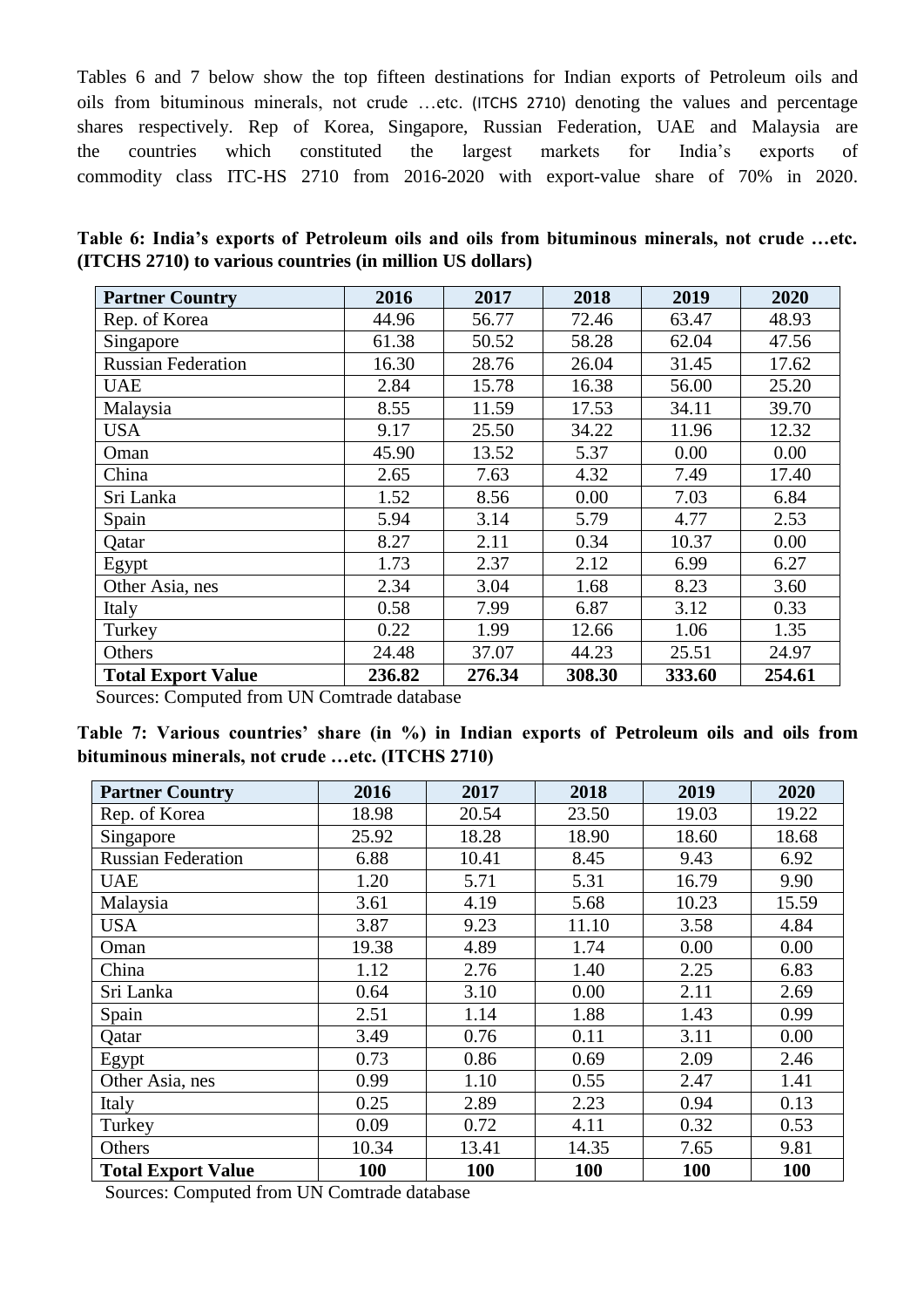Tables 6 and 7 below show the top fifteen destinations for Indian exports of Petroleum oils and oils from bituminous minerals, not crude …etc. (ITCHS 2710) denoting the values and percentage shares respectively. Rep of Korea, Singapore, Russian Federation, UAE and Malaysia are the countries which constituted the largest markets for India's exports of commodity class ITC-HS 2710 from 2016-2020 with export-value share of 70% in 2020.

**Table 6: India's exports of Petroleum oils and oils from bituminous minerals, not crude …etc. (ITCHS 2710) to various countries (in million US dollars)**

| Partner Country | 2016 | 2017 | 2018 | 2019 | 2020 |
|---|---|---|---|---|---|
| Rep. of Korea | 44.96 | 56.77 | 72.46 | 63.47 | 48.93 |
| Singapore | 61.38 | 50.52 | 58.28 | 62.04 | 47.56 |
| Russian Federation | 16.30 | 28.76 | 26.04 | 31.45 | 17.62 |
| UAE | 2.84 | 15.78 | 16.38 | 56.00 | 25.20 |
| Malaysia | 8.55 | 11.59 | 17.53 | 34.11 | 39.70 |
| USA | 9.17 | 25.50 | 34.22 | 11.96 | 12.32 |
| Oman | 45.90 | 13.52 | 5.37 | 0.00 | 0.00 |
| China | 2.65 | 7.63 | 4.32 | 7.49 | 17.40 |
| Sri Lanka | 1.52 | 8.56 | 0.00 | 7.03 | 6.84 |
| Spain | 5.94 | 3.14 | 5.79 | 4.77 | 2.53 |
| Qatar | 8.27 | 2.11 | 0.34 | 10.37 | 0.00 |
| Egypt | 1.73 | 2.37 | 2.12 | 6.99 | 6.27 |
| Other Asia, nes | 2.34 | 3.04 | 1.68 | 8.23 | 3.60 |
| Italy | 0.58 | 7.99 | 6.87 | 3.12 | 0.33 |
| Turkey | 0.22 | 1.99 | 12.66 | 1.06 | 1.35 |
| Others | 24.48 | 37.07 | 44.23 | 25.51 | 24.97 |
| **Total Export Value** | **236.82** | **276.34** | **308.30** | **333.60** | **254.61** |

Sources: Computed from UN Comtrade database

**Table 7: Various countries' share (in %) in Indian exports of Petroleum oils and oils from bituminous minerals, not crude …etc. (ITCHS 2710)**

| Partner Country | 2016 | 2017 | 2018 | 2019 | 2020 |
|---|---|---|---|---|---|
| Rep. of Korea | 18.98 | 20.54 | 23.50 | 19.03 | 19.22 |
| Singapore | 25.92 | 18.28 | 18.90 | 18.60 | 18.68 |
| Russian Federation | 6.88 | 10.41 | 8.45 | 9.43 | 6.92 |
| UAE | 1.20 | 5.71 | 5.31 | 16.79 | 9.90 |
| Malaysia | 3.61 | 4.19 | 5.68 | 10.23 | 15.59 |
| USA | 3.87 | 9.23 | 11.10 | 3.58 | 4.84 |
| Oman | 19.38 | 4.89 | 1.74 | 0.00 | 0.00 |
| China | 1.12 | 2.76 | 1.40 | 2.25 | 6.83 |
| Sri Lanka | 0.64 | 3.10 | 0.00 | 2.11 | 2.69 |
| Spain | 2.51 | 1.14 | 1.88 | 1.43 | 0.99 |
| Qatar | 3.49 | 0.76 | 0.11 | 3.11 | 0.00 |
| Egypt | 0.73 | 0.86 | 0.69 | 2.09 | 2.46 |
| Other Asia, nes | 0.99 | 1.10 | 0.55 | 2.47 | 1.41 |
| Italy | 0.25 | 2.89 | 2.23 | 0.94 | 0.13 |
| Turkey | 0.09 | 0.72 | 4.11 | 0.32 | 0.53 |
| Others | 10.34 | 13.41 | 14.35 | 7.65 | 9.81 |
| **Total Export Value** | **100** | **100** | **100** | **100** | **100** |

Sources: Computed from UN Comtrade database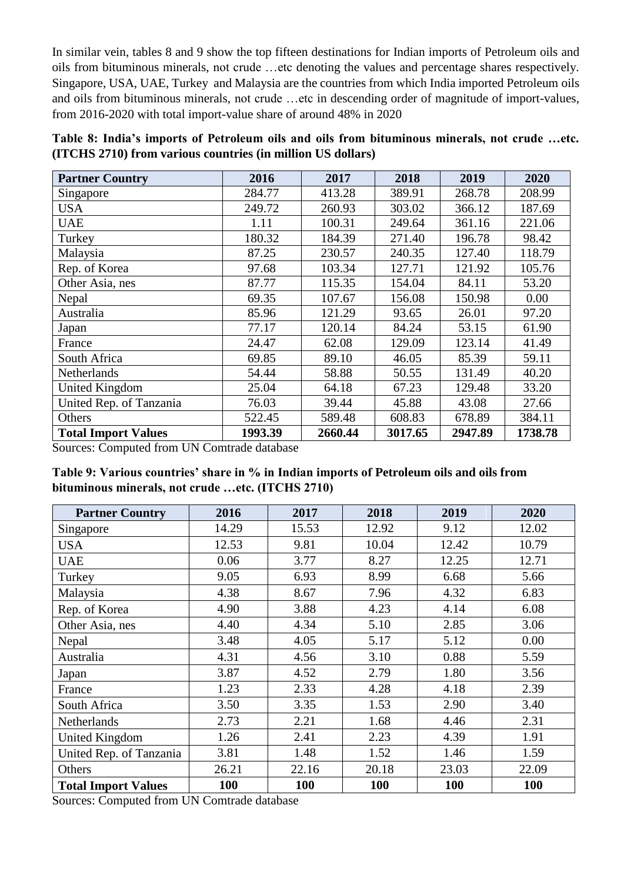In similar vein, tables 8 and 9 show the top fifteen destinations for Indian imports of Petroleum oils and oils from bituminous minerals, not crude …etc denoting the values and percentage shares respectively. Singapore, USA, UAE, Turkey and Malaysia are the countries from which India imported Petroleum oils and oils from bituminous minerals, not crude …etc in descending order of magnitude of import-values, from 2016-2020 with total import-value share of around 48% in 2020

**Table 8: India's imports of Petroleum oils and oils from bituminous minerals, not crude …etc. (ITCHS 2710) from various countries (in million US dollars)**

| Partner Country | 2016 | 2017 | 2018 | 2019 | 2020 |
|---|---|---|---|---|---|
| Singapore | 284.77 | 413.28 | 389.91 | 268.78 | 208.99 |
| USA | 249.72 | 260.93 | 303.02 | 366.12 | 187.69 |
| UAE | 1.11 | 100.31 | 249.64 | 361.16 | 221.06 |
| Turkey | 180.32 | 184.39 | 271.40 | 196.78 | 98.42 |
| Malaysia | 87.25 | 230.57 | 240.35 | 127.40 | 118.79 |
| Rep. of Korea | 97.68 | 103.34 | 127.71 | 121.92 | 105.76 |
| Other Asia, nes | 87.77 | 115.35 | 154.04 | 84.11 | 53.20 |
| Nepal | 69.35 | 107.67 | 156.08 | 150.98 | 0.00 |
| Australia | 85.96 | 121.29 | 93.65 | 26.01 | 97.20 |
| Japan | 77.17 | 120.14 | 84.24 | 53.15 | 61.90 |
| France | 24.47 | 62.08 | 129.09 | 123.14 | 41.49 |
| South Africa | 69.85 | 89.10 | 46.05 | 85.39 | 59.11 |
| Netherlands | 54.44 | 58.88 | 50.55 | 131.49 | 40.20 |
| United Kingdom | 25.04 | 64.18 | 67.23 | 129.48 | 33.20 |
| United Rep. of Tanzania | 76.03 | 39.44 | 45.88 | 43.08 | 27.66 |
| Others | 522.45 | 589.48 | 608.83 | 678.89 | 384.11 |
| **Total Import Values** | **1993.39** | **2660.44** | **3017.65** | **2947.89** | **1738.78** |

Sources: Computed from UN Comtrade database

**Table 9: Various countries' share in % in Indian imports of Petroleum oils and oils from bituminous minerals, not crude …etc. (ITCHS 2710)**

| Partner Country | 2016 | 2017 | 2018 | 2019 | 2020 |
|---|---|---|---|---|---|
| Singapore | 14.29 | 15.53 | 12.92 | 9.12 | 12.02 |
| USA | 12.53 | 9.81 | 10.04 | 12.42 | 10.79 |
| UAE | 0.06 | 3.77 | 8.27 | 12.25 | 12.71 |
| Turkey | 9.05 | 6.93 | 8.99 | 6.68 | 5.66 |
| Malaysia | 4.38 | 8.67 | 7.96 | 4.32 | 6.83 |
| Rep. of Korea | 4.90 | 3.88 | 4.23 | 4.14 | 6.08 |
| Other Asia, nes | 4.40 | 4.34 | 5.10 | 2.85 | 3.06 |
| Nepal | 3.48 | 4.05 | 5.17 | 5.12 | 0.00 |
| Australia | 4.31 | 4.56 | 3.10 | 0.88 | 5.59 |
| Japan | 3.87 | 4.52 | 2.79 | 1.80 | 3.56 |
| France | 1.23 | 2.33 | 4.28 | 4.18 | 2.39 |
| South Africa | 3.50 | 3.35 | 1.53 | 2.90 | 3.40 |
| Netherlands | 2.73 | 2.21 | 1.68 | 4.46 | 2.31 |
| United Kingdom | 1.26 | 2.41 | 2.23 | 4.39 | 1.91 |
| United Rep. of Tanzania | 3.81 | 1.48 | 1.52 | 1.46 | 1.59 |
| Others | 26.21 | 22.16 | 20.18 | 23.03 | 22.09 |
| **Total Import Values** | **100** | **100** | **100** | **100** | **100** |

Sources: Computed from UN Comtrade database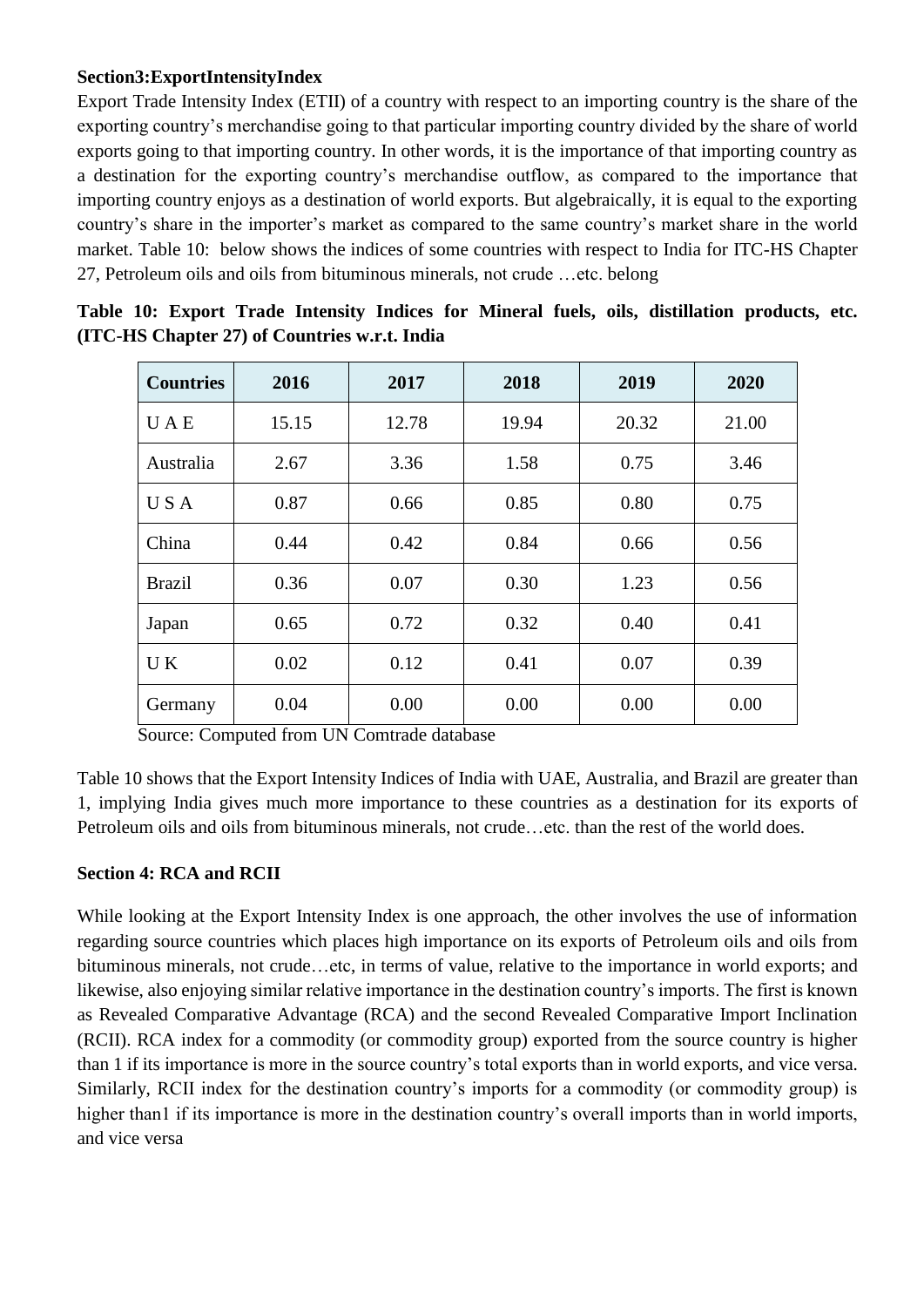**Section3:ExportIntensityIndex**

Export Trade Intensity Index (ETII) of a country with respect to an importing country is the share of the exporting country's merchandise going to that particular importing country divided by the share of world exports going to that importing country. In other words, it is the importance of that importing country as a destination for the exporting country's merchandise outflow, as compared to the importance that importing country enjoys as a destination of world exports. But algebraically, it is equal to the exporting country's share in the importer's market as compared to the same country's market share in the world market. Table 10: below shows the indices of some countries with respect to India for ITC-HS Chapter 27, Petroleum oils and oils from bituminous minerals, not crude …etc. belong

**Table 10: Export Trade Intensity Indices for Mineral fuels, oils, distillation products, etc. (ITC-HS Chapter 27) of Countries w.r.t. India**

| Countries | 2016 | 2017 | 2018 | 2019 | 2020 |
|---|---|---|---|---|---|
| U A E | 15.15 | 12.78 | 19.94 | 20.32 | 21.00 |
| Australia | 2.67 | 3.36 | 1.58 | 0.75 | 3.46 |
| U S A | 0.87 | 0.66 | 0.85 | 0.80 | 0.75 |
| China | 0.44 | 0.42 | 0.84 | 0.66 | 0.56 |
| Brazil | 0.36 | 0.07 | 0.30 | 1.23 | 0.56 |
| Japan | 0.65 | 0.72 | 0.32 | 0.40 | 0.41 |
| U K | 0.02 | 0.12 | 0.41 | 0.07 | 0.39 |
| Germany | 0.04 | 0.00 | 0.00 | 0.00 | 0.00 |

Source: Computed from UN Comtrade database

Table 10 shows that the Export Intensity Indices of India with UAE, Australia, and Brazil are greater than 1, implying India gives much more importance to these countries as a destination for its exports of Petroleum oils and oils from bituminous minerals, not crude…etc. than the rest of the world does.

**Section 4: RCA and RCII**

While looking at the Export Intensity Index is one approach, the other involves the use of information regarding source countries which places high importance on its exports of Petroleum oils and oils from bituminous minerals, not crude…etc, in terms of value, relative to the importance in world exports; and likewise, also enjoying similar relative importance in the destination country's imports. The first is known as Revealed Comparative Advantage (RCA) and the second Revealed Comparative Import Inclination (RCII). RCA index for a commodity (or commodity group) exported from the source country is higher than 1 if its importance is more in the source country's total exports than in world exports, and vice versa. Similarly, RCII index for the destination country's imports for a commodity (or commodity group) is higher than1 if its importance is more in the destination country's overall imports than in world imports, and vice versa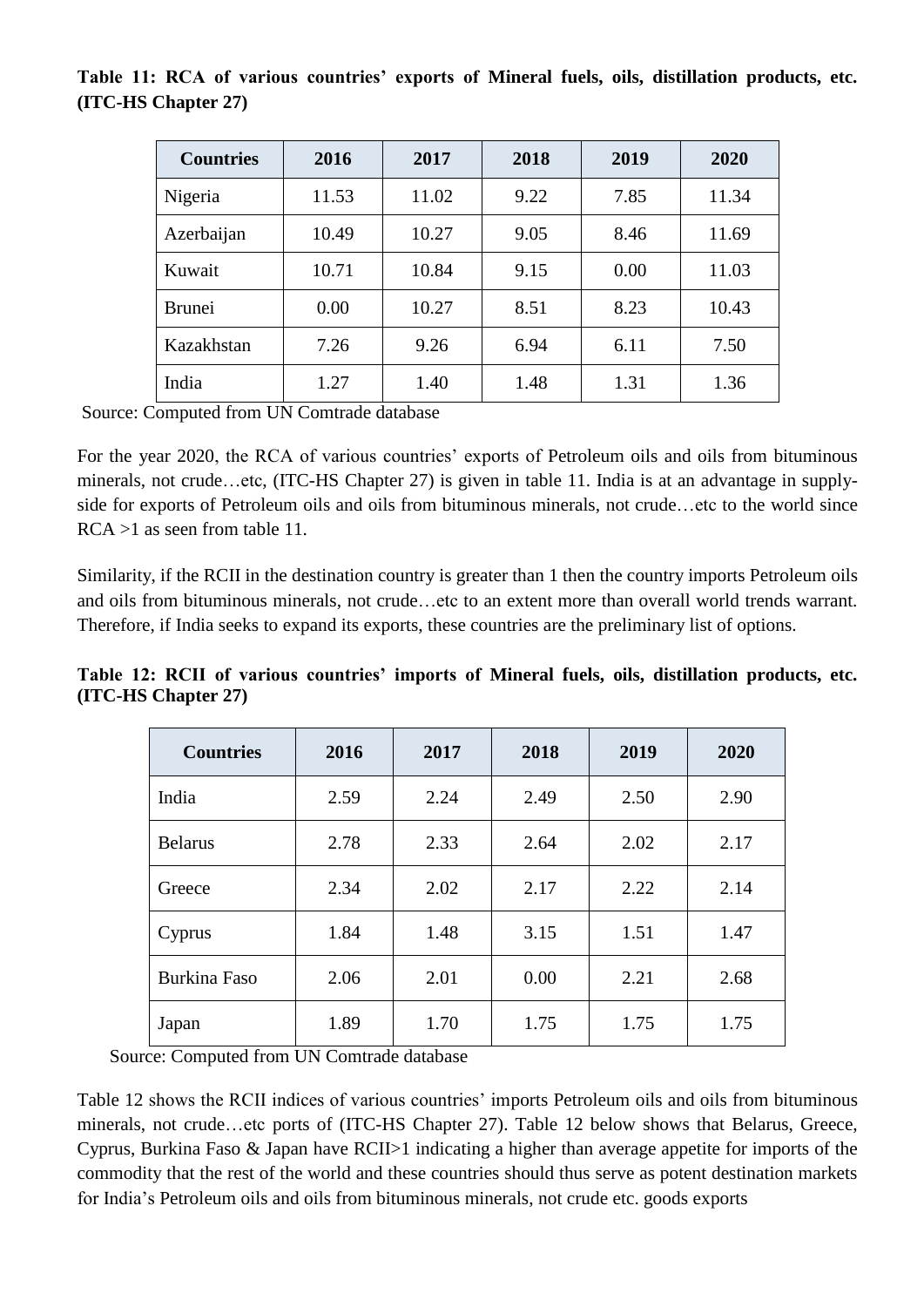**Table 11: RCA of various countries' exports of Mineral fuels, oils, distillation products, etc. (ITC-HS Chapter 27)**

| Countries | 2016 | 2017 | 2018 | 2019 | 2020 |
|---|---|---|---|---|---|
| Nigeria | 11.53 | 11.02 | 9.22 | 7.85 | 11.34 |
| Azerbaijan | 10.49 | 10.27 | 9.05 | 8.46 | 11.69 |
| Kuwait | 10.71 | 10.84 | 9.15 | 0.00 | 11.03 |
| Brunei | 0.00 | 10.27 | 8.51 | 8.23 | 10.43 |
| Kazakhstan | 7.26 | 9.26 | 6.94 | 6.11 | 7.50 |
| India | 1.27 | 1.40 | 1.48 | 1.31 | 1.36 |

Source: Computed from UN Comtrade database

For the year 2020, the RCA of various countries' exports of Petroleum oils and oils from bituminous minerals, not crude…etc, (ITC-HS Chapter 27) is given in table 11. India is at an advantage in supply-side for exports of Petroleum oils and oils from bituminous minerals, not crude…etc to the world since RCA >1 as seen from table 11.

Similarity, if the RCII in the destination country is greater than 1 then the country imports Petroleum oils and oils from bituminous minerals, not crude…etc to an extent more than overall world trends warrant. Therefore, if India seeks to expand its exports, these countries are the preliminary list of options.

**Table 12: RCII of various countries' imports of Mineral fuels, oils, distillation products, etc. (ITC-HS Chapter 27)**

| Countries | 2016 | 2017 | 2018 | 2019 | 2020 |
|---|---|---|---|---|---|
| India | 2.59 | 2.24 | 2.49 | 2.50 | 2.90 |
| Belarus | 2.78 | 2.33 | 2.64 | 2.02 | 2.17 |
| Greece | 2.34 | 2.02 | 2.17 | 2.22 | 2.14 |
| Cyprus | 1.84 | 1.48 | 3.15 | 1.51 | 1.47 |
| Burkina Faso | 2.06 | 2.01 | 0.00 | 2.21 | 2.68 |
| Japan | 1.89 | 1.70 | 1.75 | 1.75 | 1.75 |

Source: Computed from UN Comtrade database

Table 12 shows the RCII indices of various countries' imports Petroleum oils and oils from bituminous minerals, not crude…etc ports of (ITC-HS Chapter 27). Table 12 below shows that Belarus, Greece, Cyprus, Burkina Faso & Japan have RCII>1 indicating a higher than average appetite for imports of the commodity that the rest of the world and these countries should thus serve as potent destination markets for India's Petroleum oils and oils from bituminous minerals, not crude etc. goods exports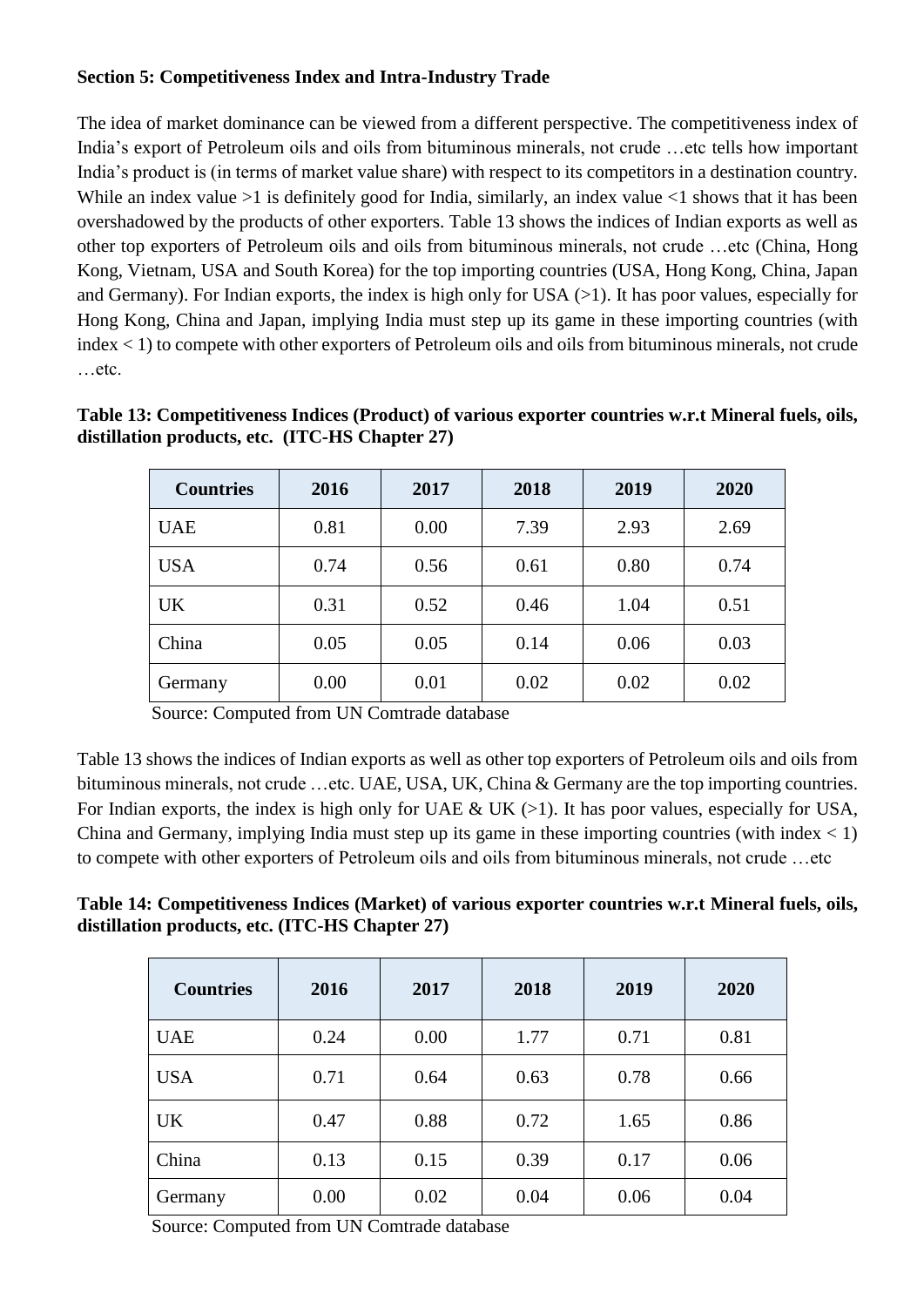**Section 5: Competitiveness Index and Intra-Industry Trade**

The idea of market dominance can be viewed from a different perspective. The competitiveness index of India's export of Petroleum oils and oils from bituminous minerals, not crude …etc tells how important India's product is (in terms of market value share) with respect to its competitors in a destination country. While an index value >1 is definitely good for India, similarly, an index value <1 shows that it has been overshadowed by the products of other exporters. Table 13 shows the indices of Indian exports as well as other top exporters of Petroleum oils and oils from bituminous minerals, not crude …etc (China, Hong Kong, Vietnam, USA and South Korea) for the top importing countries (USA, Hong Kong, China, Japan and Germany). For Indian exports, the index is high only for USA (>1). It has poor values, especially for Hong Kong, China and Japan, implying India must step up its game in these importing countries (with index < 1) to compete with other exporters of Petroleum oils and oils from bituminous minerals, not crude …etc.

**Table 13: Competitiveness Indices (Product) of various exporter countries w.r.t Mineral fuels, oils, distillation products, etc. (ITC-HS Chapter 27)**

| Countries | 2016 | 2017 | 2018 | 2019 | 2020 |
|---|---|---|---|---|---|
| UAE | 0.81 | 0.00 | 7.39 | 2.93 | 2.69 |
| USA | 0.74 | 0.56 | 0.61 | 0.80 | 0.74 |
| UK | 0.31 | 0.52 | 0.46 | 1.04 | 0.51 |
| China | 0.05 | 0.05 | 0.14 | 0.06 | 0.03 |
| Germany | 0.00 | 0.01 | 0.02 | 0.02 | 0.02 |

Source: Computed from UN Comtrade database

Table 13 shows the indices of Indian exports as well as other top exporters of Petroleum oils and oils from bituminous minerals, not crude …etc. UAE, USA, UK, China & Germany are the top importing countries. For Indian exports, the index is high only for UAE & UK (>1). It has poor values, especially for USA, China and Germany, implying India must step up its game in these importing countries (with index < 1) to compete with other exporters of Petroleum oils and oils from bituminous minerals, not crude …etc

**Table 14: Competitiveness Indices (Market) of various exporter countries w.r.t Mineral fuels, oils, distillation products, etc. (ITC-HS Chapter 27)**

| Countries | 2016 | 2017 | 2018 | 2019 | 2020 |
|---|---|---|---|---|---|
| UAE | 0.24 | 0.00 | 1.77 | 0.71 | 0.81 |
| USA | 0.71 | 0.64 | 0.63 | 0.78 | 0.66 |
| UK | 0.47 | 0.88 | 0.72 | 1.65 | 0.86 |
| China | 0.13 | 0.15 | 0.39 | 0.17 | 0.06 |
| Germany | 0.00 | 0.02 | 0.04 | 0.06 | 0.04 |

Source: Computed from UN Comtrade database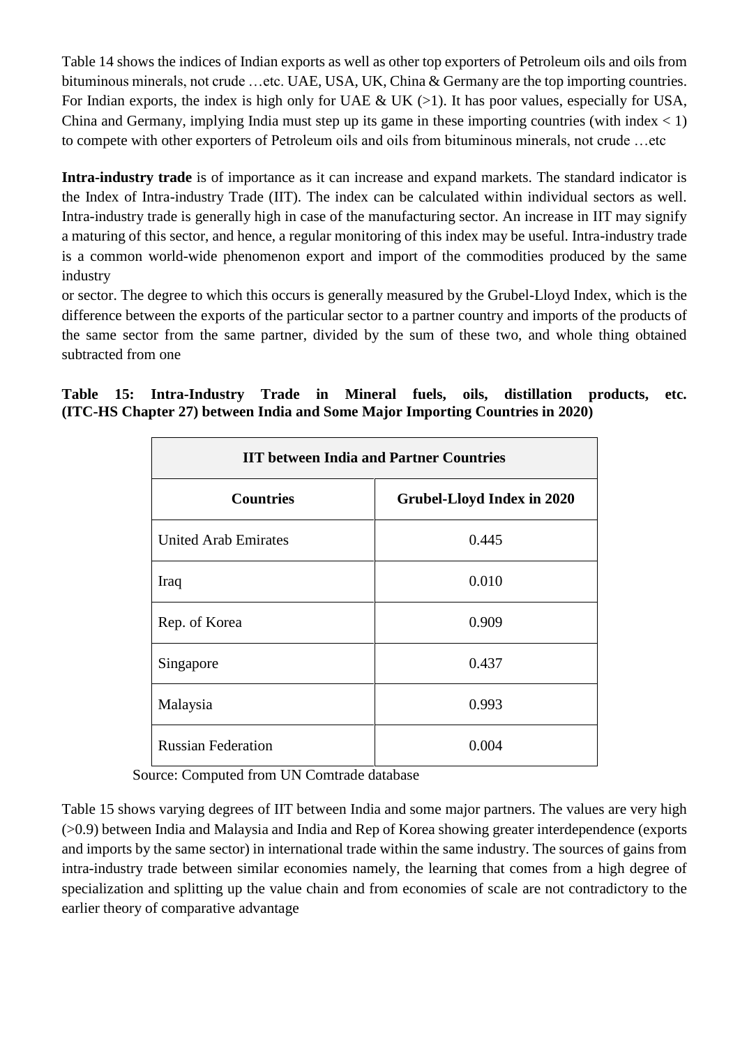Table 14 shows the indices of Indian exports as well as other top exporters of Petroleum oils and oils from bituminous minerals, not crude …etc. UAE, USA, UK, China & Germany are the top importing countries. For Indian exports, the index is high only for UAE & UK (>1). It has poor values, especially for USA, China and Germany, implying India must step up its game in these importing countries (with index < 1) to compete with other exporters of Petroleum oils and oils from bituminous minerals, not crude …etc

**Intra-industry trade** is of importance as it can increase and expand markets. The standard indicator is the Index of Intra-industry Trade (IIT). The index can be calculated within individual sectors as well. Intra-industry trade is generally high in case of the manufacturing sector. An increase in IIT may signify a maturing of this sector, and hence, a regular monitoring of this index may be useful. Intra-industry trade is a common world-wide phenomenon export and import of the commodities produced by the same industry
or sector. The degree to which this occurs is generally measured by the Grubel-Lloyd Index, which is the difference between the exports of the particular sector to a partner country and imports of the products of the same sector from the same partner, divided by the sum of these two, and whole thing obtained subtracted from one

**Table 15: Intra-Industry Trade in Mineral fuels, oils, distillation products, etc. (ITC-HS Chapter 27) between India and Some Major Importing Countries in 2020)**

| IIT between India and Partner Countries | |
|---|---|
| **Countries** | **Grubel-Lloyd Index in 2020** |
| United Arab Emirates | 0.445 |
| Iraq | 0.010 |
| Rep. of Korea | 0.909 |
| Singapore | 0.437 |
| Malaysia | 0.993 |
| Russian Federation | 0.004 |

Source: Computed from UN Comtrade database

Table 15 shows varying degrees of IIT between India and some major partners. The values are very high (>0.9) between India and Malaysia and India and Rep of Korea showing greater interdependence (exports and imports by the same sector) in international trade within the same industry. The sources of gains from intra-industry trade between similar economies namely, the learning that comes from a high degree of specialization and splitting up the value chain and from economies of scale are not contradictory to the earlier theory of comparative advantage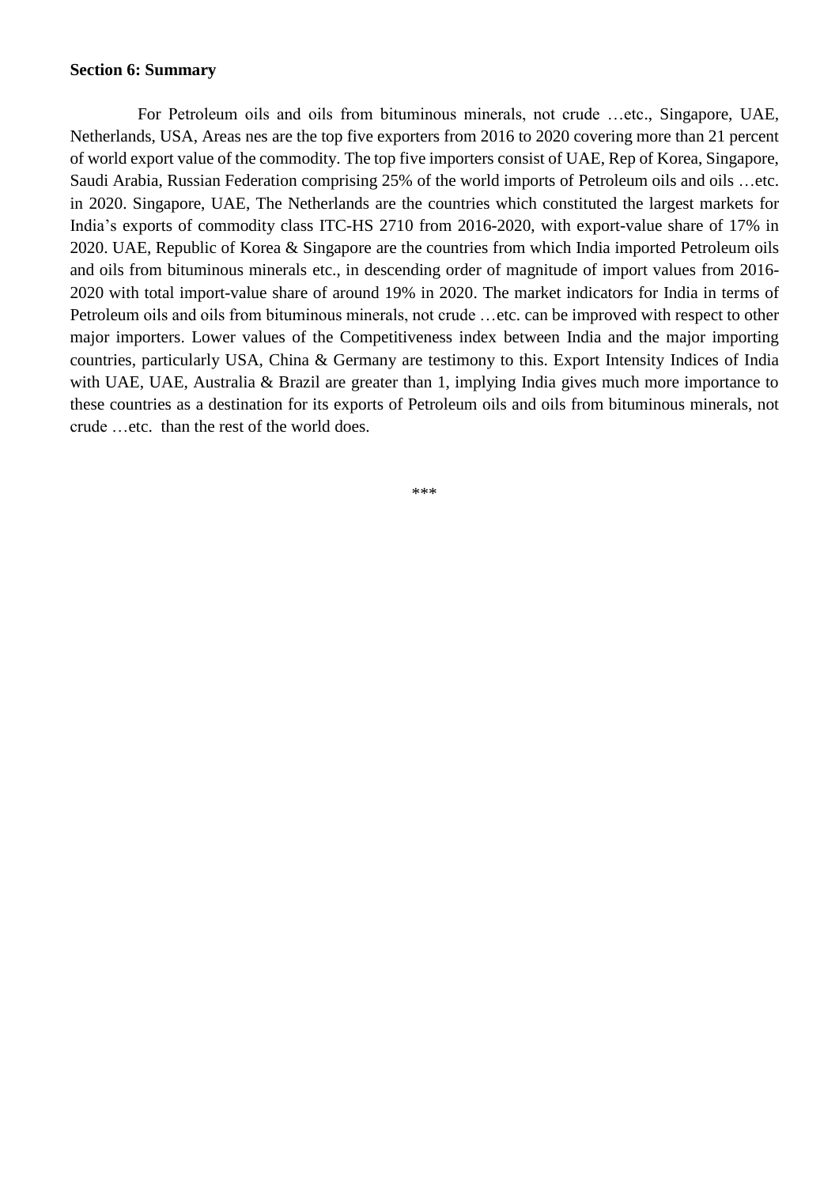**Section 6: Summary**

For Petroleum oils and oils from bituminous minerals, not crude …etc., Singapore, UAE, Netherlands, USA, Areas nes are the top five exporters from 2016 to 2020 covering more than 21 percent of world export value of the commodity. The top five importers consist of UAE, Rep of Korea, Singapore, Saudi Arabia, Russian Federation comprising 25% of the world imports of Petroleum oils and oils …etc. in 2020. Singapore, UAE, The Netherlands are the countries which constituted the largest markets for India's exports of commodity class ITC-HS 2710 from 2016-2020, with export-value share of 17% in 2020. UAE, Republic of Korea & Singapore are the countries from which India imported Petroleum oils and oils from bituminous minerals etc., in descending order of magnitude of import values from 2016-2020 with total import-value share of around 19% in 2020. The market indicators for India in terms of Petroleum oils and oils from bituminous minerals, not crude …etc. can be improved with respect to other major importers. Lower values of the Competitiveness index between India and the major importing countries, particularly USA, China & Germany are testimony to this. Export Intensity Indices of India with UAE, UAE, Australia & Brazil are greater than 1, implying India gives much more importance to these countries as a destination for its exports of Petroleum oils and oils from bituminous minerals, not crude …etc. than the rest of the world does.

***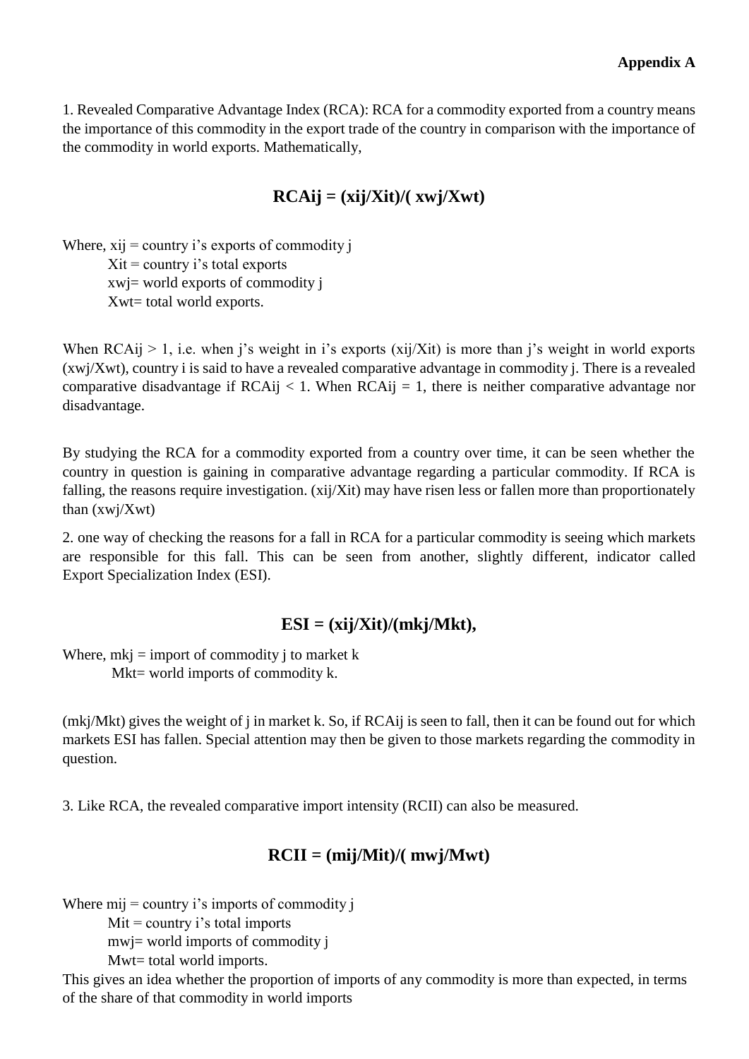**Appendix A**

1. Revealed Comparative Advantage Index (RCA): RCA for a commodity exported from a country means the importance of this commodity in the export trade of the country in comparison with the importance of the commodity in world exports. Mathematically,

$$\mathbf{RCA_{ij} = (x_{ij}/X_{it})/(x_{wj}/X_{wt})}$$

Where, $x_{ij}$ = country i's exports of commodity j
$X_{it}$ = country i's total exports
$x_{wj}$= world exports of commodity j
$X_{wt}$= total world exports.

When $RCA_{ij} > 1$, i.e. when j's weight in i's exports ($x_{ij}/X_{it}$) is more than j's weight in world exports ($x_{wj}/X_{wt}$), country i is said to have a revealed comparative advantage in commodity j. There is a revealed comparative disadvantage if $RCA_{ij} < 1$. When $RCA_{ij} = 1$, there is neither comparative advantage nor disadvantage.

By studying the RCA for a commodity exported from a country over time, it can be seen whether the country in question is gaining in comparative advantage regarding a particular commodity. If RCA is falling, the reasons require investigation. ($x_{ij}/X_{it}$) may have risen less or fallen more than proportionately than ($x_{wj}/X_{wt}$)

2. one way of checking the reasons for a fall in RCA for a particular commodity is seeing which markets are responsible for this fall. This can be seen from another, slightly different, indicator called Export Specialization Index (ESI).

$$\mathbf{ESI = (x_{ij}/X_{it})/(m_{kj}/M_{kt}),}$$

Where, $m_{kj}$ = import of commodity j to market k
$M_{kt}$= world imports of commodity k.

($m_{kj}/M_{kt}$) gives the weight of j in market k. So, if $RCA_{ij}$ is seen to fall, then it can be found out for which markets ESI has fallen. Special attention may then be given to those markets regarding the commodity in question.

3. Like RCA, the revealed comparative import intensity (RCII) can also be measured.

$$\mathbf{RCII = (m_{ij}/M_{it})/(m_{wj}/M_{wt})}$$

Where $m_{ij}$ = country i's imports of commodity j
$M_{it}$ = country i's total imports
$m_{wj}$= world imports of commodity j
$M_{wt}$= total world imports.

This gives an idea whether the proportion of imports of any commodity is more than expected, in terms of the share of that commodity in world imports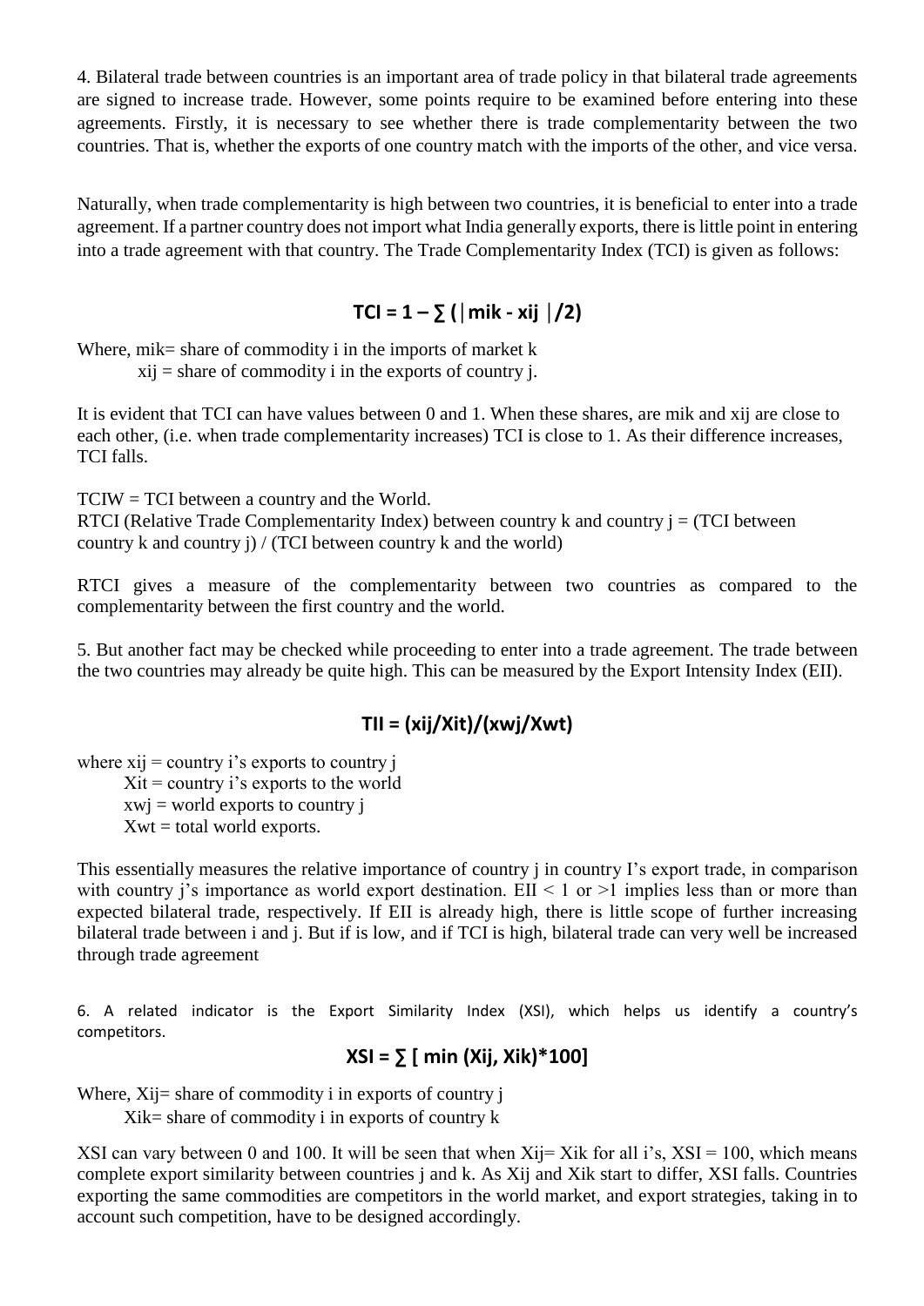4. Bilateral trade between countries is an important area of trade policy in that bilateral trade agreements are signed to increase trade. However, some points require to be examined before entering into these agreements. Firstly, it is necessary to see whether there is trade complementarity between the two countries. That is, whether the exports of one country match with the imports of the other, and vice versa.

Naturally, when trade complementarity is high between two countries, it is beneficial to enter into a trade agreement. If a partner country does not import what India generally exports, there is little point in entering into a trade agreement with that country. The Trade Complementarity Index (TCI) is given as follows:

$$\mathbf{TCI = 1 - \sum (|m_{ik} - x_{ij}|/2)}$$

Where, $m_{ik}$= share of commodity i in the imports of market k
$x_{ij}$ = share of commodity i in the exports of country j.

It is evident that TCI can have values between 0 and 1. When these shares, are $m_{ik}$ and $x_{ij}$ are close to each other, (i.e. when trade complementarity increases) TCI is close to 1. As their difference increases, TCI falls.

TCIW = TCI between a country and the World.
RTCI (Relative Trade Complementarity Index) between country k and country j = (TCI between country k and country j) / (TCI between country k and the world)

RTCI gives a measure of the complementarity between two countries as compared to the complementarity between the first country and the world.

5. But another fact may be checked while proceeding to enter into a trade agreement. The trade between the two countries may already be quite high. This can be measured by the Export Intensity Index (EII).

$$\mathbf{TII = (x_{ij}/X_{it})/(x_{wj}/X_{wt})}$$

where $x_{ij}$ = country i's exports to country j
$X_{it}$ = country i's exports to the world
$x_{wj}$ = world exports to country j
$X_{wt}$ = total world exports.

This essentially measures the relative importance of country j in country I's export trade, in comparison with country j's importance as world export destination. EII < 1 or >1 implies less than or more than expected bilateral trade, respectively. If EII is already high, there is little scope of further increasing bilateral trade between i and j. But if is low, and if TCI is high, bilateral trade can very well be increased through trade agreement

6. A related indicator is the Export Similarity Index (XSI), which helps us identify a country's competitors.

$$\mathbf{XSI = \sum [\min (X_{ij}, X_{ik})*100]}$$

Where, $X_{ij}$= share of commodity i in exports of country j
$X_{ik}$= share of commodity i in exports of country k

XSI can vary between 0 and 100. It will be seen that when $X_{ij}$= $X_{ik}$ for all i's, XSI = 100, which means complete export similarity between countries j and k. As $X_{ij}$ and $X_{ik}$ start to differ, XSI falls. Countries exporting the same commodities are competitors in the world market, and export strategies, taking in to account such competition, have to be designed accordingly.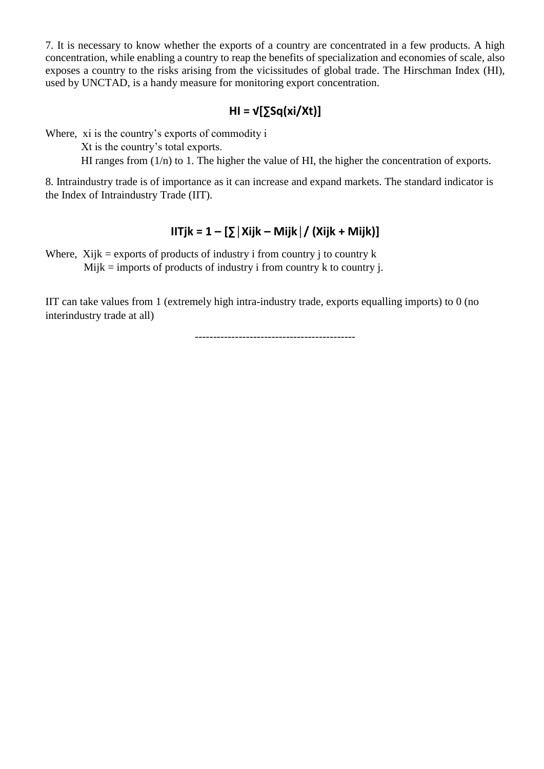7. It is necessary to know whether the exports of a country are concentrated in a few products. A high concentration, while enabling a country to reap the benefits of specialization and economies of scale, also exposes a country to the risks arising from the vicissitudes of global trade. The Hirschman Index (HI), used by UNCTAD, is a handy measure for monitoring export concentration.

$$HI = \sqrt{[\sum Sq(xi/Xt)]}$$

Where, $xi$ is the country's exports of commodity i

$Xt$ is the country's total exports.

HI ranges from $(1/n)$ to 1. The higher the value of HI, the higher the concentration of exports.

8. Intraindustry trade is of importance as it can increase and expand markets. The standard indicator is the Index of Intraindustry Trade (IIT).

$$IITjk = 1 - [\sum |Xijk - Mijk| / (Xijk + Mijk)]$$

Where, $Xijk$ = exports of products of industry i from country j to country k

$Mijk$ = imports of products of industry i from country k to country j.

IIT can take values from 1 (extremely high intra-industry trade, exports equalling imports) to 0 (no interindustry trade at all)

--------------------------------------------